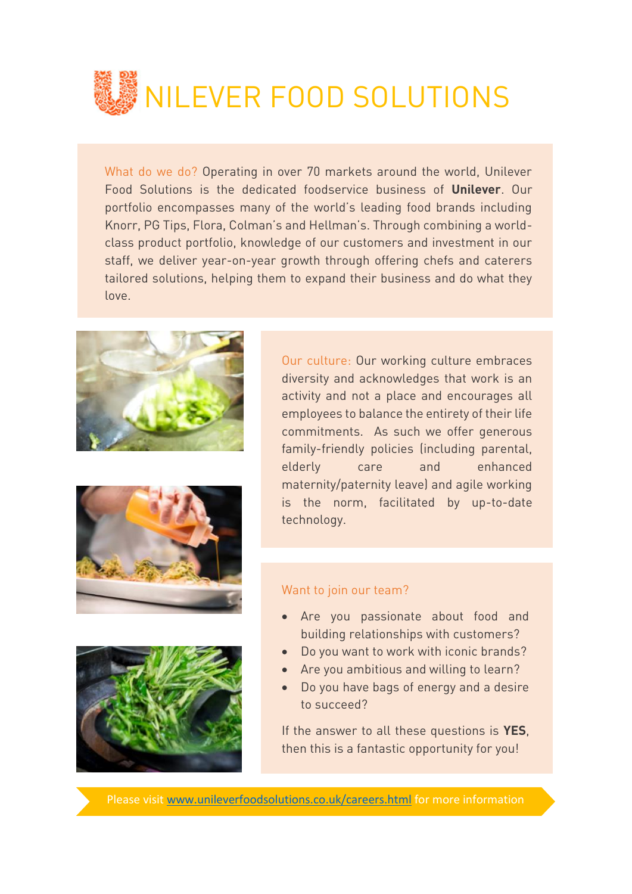# UNILEVER FOOD SOLUTIONS

What do we do? Operating in over 70 markets around the world, Unilever Food Solutions is the dedicated foodservice business of **Unilever**. Our portfolio encompasses many of the world's leading food brands including Knorr, PG Tips, Flora, Colman's and Hellman's. Through combining a world-class product portfolio, knowledge of our customers and investment in our staff, we deliver year-on-year growth through offering chefs and caterers tailored solutions, helping them to expand their business and do what they love.

Our culture: Our working culture embraces diversity and acknowledges that work is an activity and not a place and encourages all employees to balance the entirety of their life commitments. As such we offer generous family-friendly policies (including parental, elderly care and enhanced maternity/paternity leave) and agile working is the norm, facilitated by up-to-date technology.

Want to join our team?

- Are you passionate about food and building relationships with customers?
- Do you want to work with iconic brands?
- Are you ambitious and willing to learn?
- Do you have bags of energy and a desire to succeed?

If the answer to all these questions is **YES**, then this is a fantastic opportunity for you!

Please visit www.unileverfoodsolutions.co.uk/careers.html for more information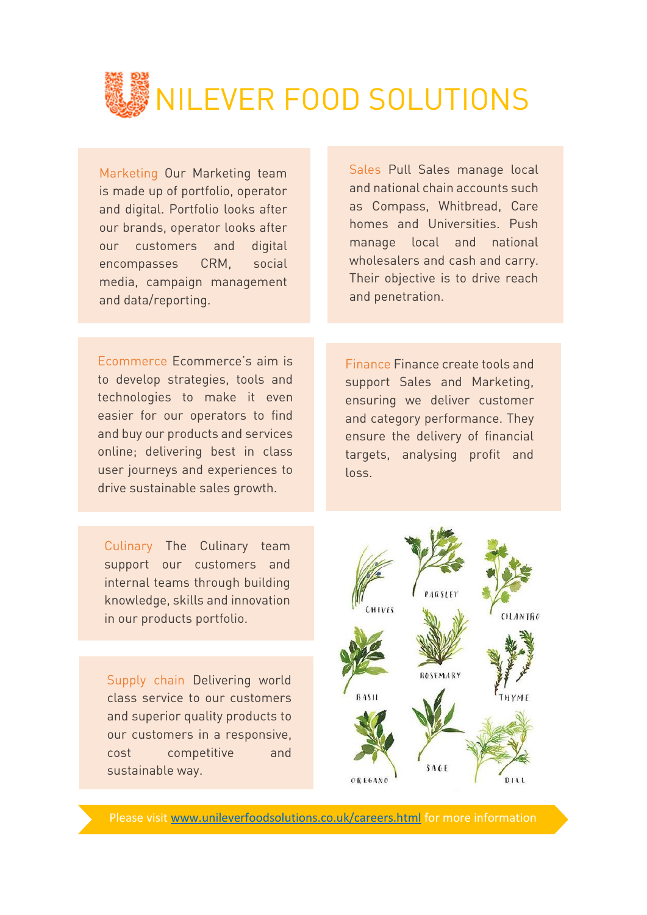# UNILEVER FOOD SOLUTIONS

**Marketing** Our Marketing team is made up of portfolio, operator and digital. Portfolio looks after our brands, operator looks after our customers and digital encompasses CRM, social media, campaign management and data/reporting.

**Sales** Pull Sales manage local and national chain accounts such as Compass, Whitbread, Care homes and Universities. Push manage local and national wholesalers and cash and carry. Their objective is to drive reach and penetration.

**Ecommerce** Ecommerce's aim is to develop strategies, tools and technologies to make it even easier for our operators to find and buy our products and services online; delivering best in class user journeys and experiences to drive sustainable sales growth.

**Finance** Finance create tools and support Sales and Marketing, ensuring we deliver customer and category performance. They ensure the delivery of financial targets, analysing profit and loss.

**Culinary** The Culinary team support our customers and internal teams through building knowledge, skills and innovation in our products portfolio.

**Supply chain** Delivering world class service to our customers and superior quality products to our customers in a responsive, cost competitive and sustainable way.

CHIVES
PARSLEY
CILANTRO
BASIL
ROSEMARY
THYME
OREGANO
SAGE
DILL

Please visit www.unileverfoodsolutions.co.uk/careers.html for more information